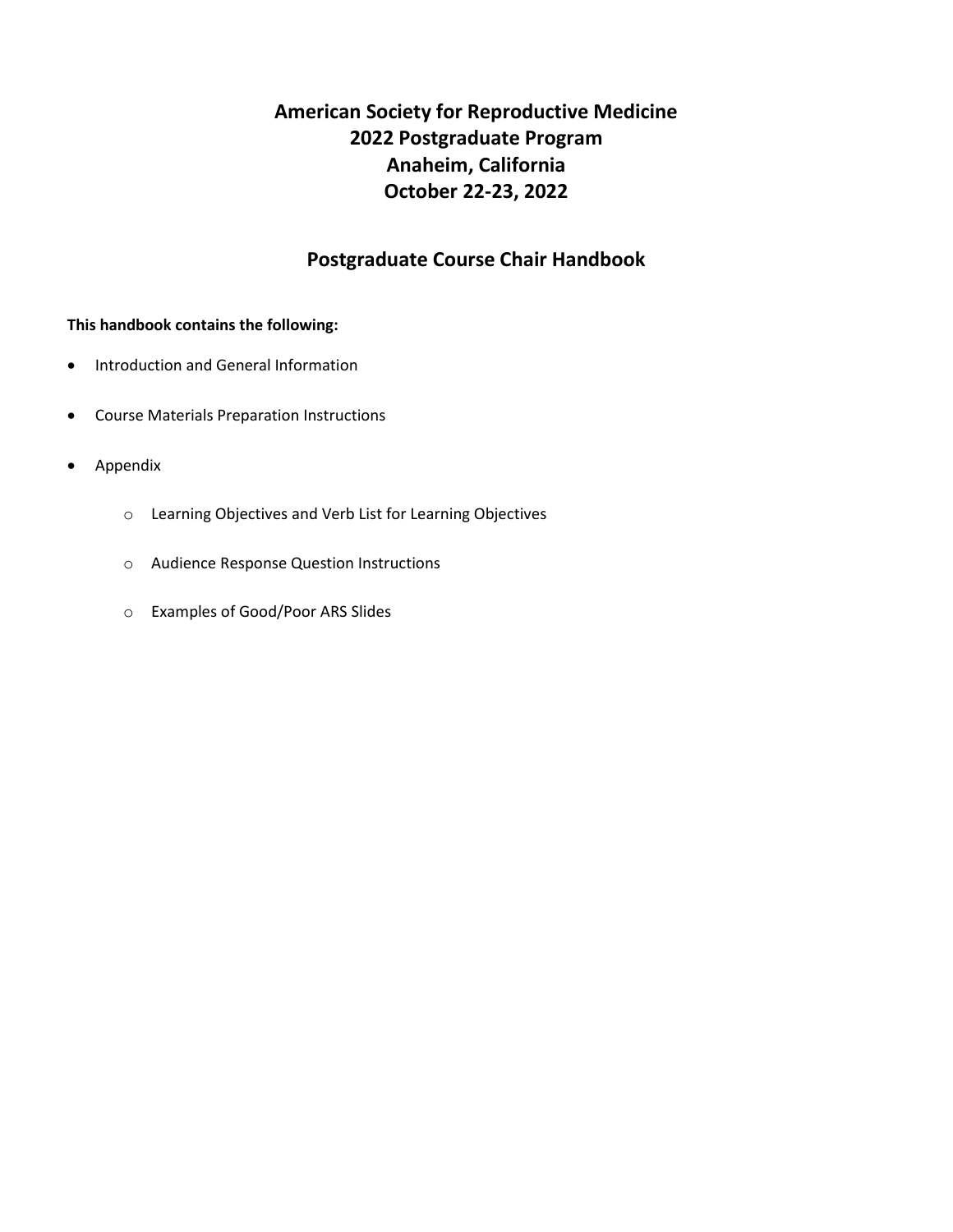# American Society for Reproductive Medicine
# 2022 Postgraduate Program
# Anaheim, California
# October 22-23, 2022

## Postgraduate Course Chair Handbook

**This handbook contains the following:**

- Introduction and General Information
- Course Materials Preparation Instructions
- Appendix
  - Learning Objectives and Verb List for Learning Objectives
  - Audience Response Question Instructions
  - Examples of Good/Poor ARS Slides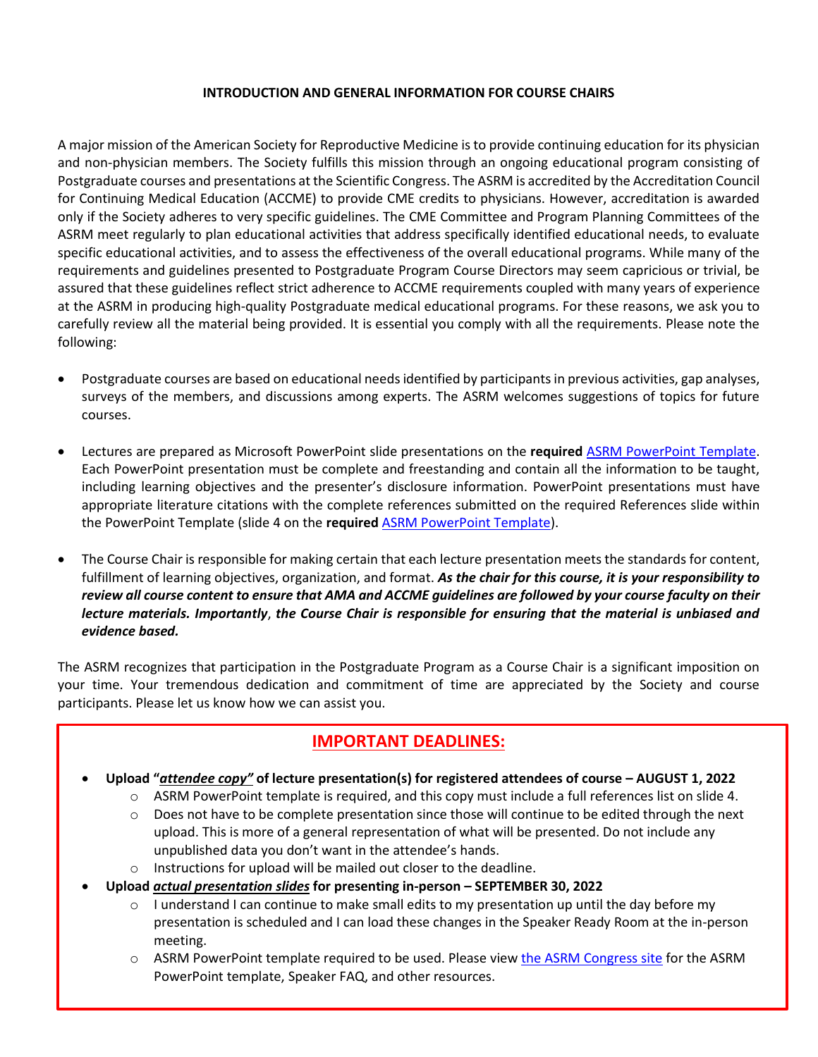## INTRODUCTION AND GENERAL INFORMATION FOR COURSE CHAIRS

A major mission of the American Society for Reproductive Medicine is to provide continuing education for its physician and non-physician members. The Society fulfills this mission through an ongoing educational program consisting of Postgraduate courses and presentations at the Scientific Congress. The ASRM is accredited by the Accreditation Council for Continuing Medical Education (ACCME) to provide CME credits to physicians. However, accreditation is awarded only if the Society adheres to very specific guidelines. The CME Committee and Program Planning Committees of the ASRM meet regularly to plan educational activities that address specifically identified educational needs, to evaluate specific educational activities, and to assess the effectiveness of the overall educational programs. While many of the requirements and guidelines presented to Postgraduate Program Course Directors may seem capricious or trivial, be assured that these guidelines reflect strict adherence to ACCME requirements coupled with many years of experience at the ASRM in producing high-quality Postgraduate medical educational programs. For these reasons, we ask you to carefully review all the material being provided. It is essential you comply with all the requirements. Please note the following:

- Postgraduate courses are based on educational needs identified by participants in previous activities, gap analyses, surveys of the members, and discussions among experts. The ASRM welcomes suggestions of topics for future courses.
- Lectures are prepared as Microsoft PowerPoint slide presentations on the **required** ASRM PowerPoint Template. Each PowerPoint presentation must be complete and freestanding and contain all the information to be taught, including learning objectives and the presenter's disclosure information. PowerPoint presentations must have appropriate literature citations with the complete references submitted on the required References slide within the PowerPoint Template (slide 4 on the **required** ASRM PowerPoint Template).
- The Course Chair is responsible for making certain that each lecture presentation meets the standards for content, fulfillment of learning objectives, organization, and format. ***As the chair for this course, it is your responsibility to review all course content to ensure that AMA and ACCME guidelines are followed by your course faculty on their lecture materials. Importantly***, ***the Course Chair is responsible for ensuring that the material is unbiased and evidence based.***

The ASRM recognizes that participation in the Postgraduate Program as a Course Chair is a significant imposition on your time. Your tremendous dedication and commitment of time are appreciated by the Society and course participants. Please let us know how we can assist you.

## IMPORTANT DEADLINES:

- **Upload "*attendee copy*" of lecture presentation(s) for registered attendees of course – AUGUST 1, 2022**
  - ASRM PowerPoint template is required, and this copy must include a full references list on slide 4.
  - Does not have to be complete presentation since those will continue to be edited through the next upload. This is more of a general representation of what will be presented. Do not include any unpublished data you don't want in the attendee's hands.
  - Instructions for upload will be mailed out closer to the deadline.
- **Upload *actual presentation slides* for presenting in-person – SEPTEMBER 30, 2022**
  - I understand I can continue to make small edits to my presentation up until the day before my presentation is scheduled and I can load these changes in the Speaker Ready Room at the in-person meeting.
  - ASRM PowerPoint template required to be used. Please view the ASRM Congress site for the ASRM PowerPoint template, Speaker FAQ, and other resources.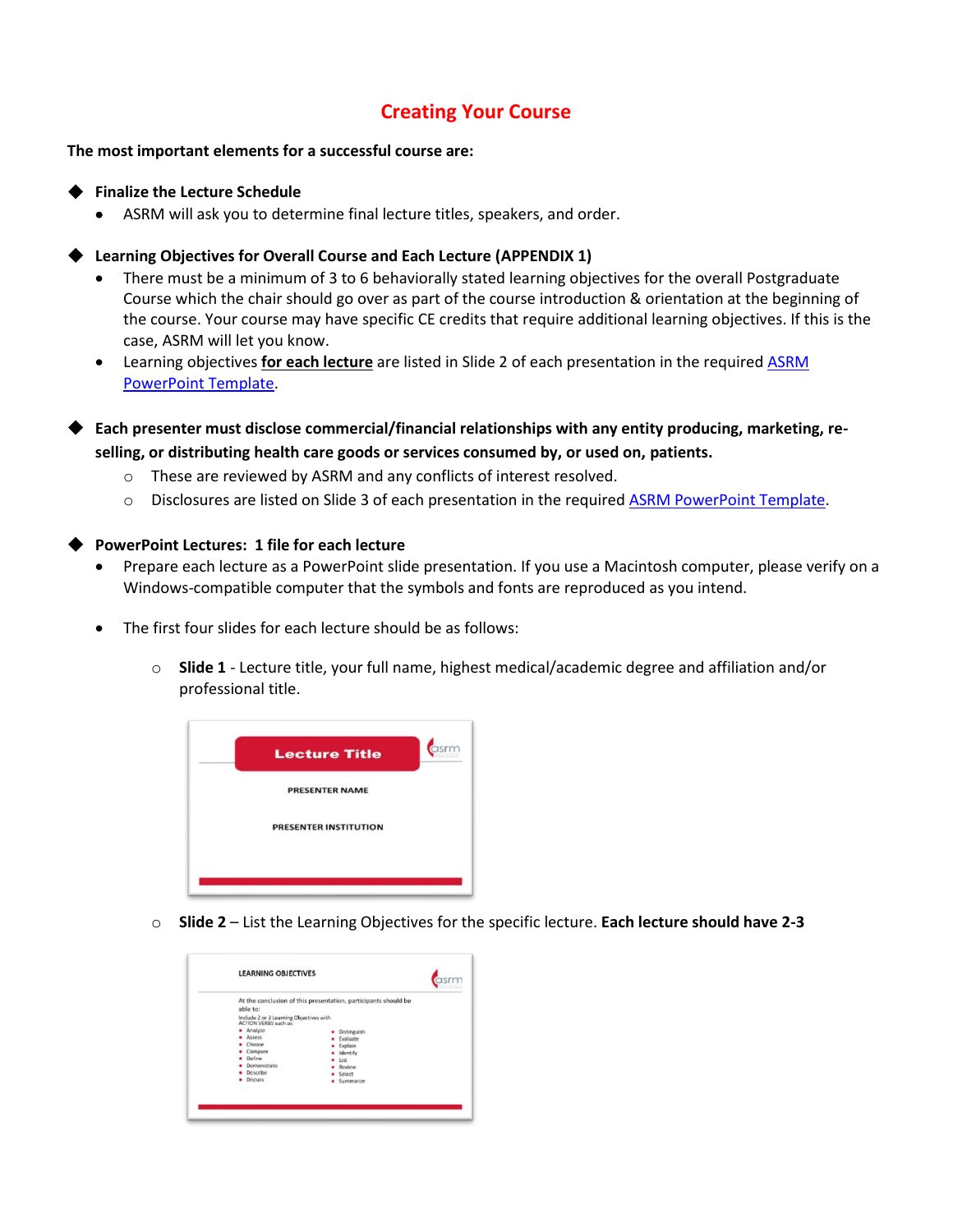# Creating Your Course

**The most important elements for a successful course are:**

- **Finalize the Lecture Schedule**
  - ASRM will ask you to determine final lecture titles, speakers, and order.

- **Learning Objectives for Overall Course and Each Lecture (APPENDIX 1)**
  - There must be a minimum of 3 to 6 behaviorally stated learning objectives for the overall Postgraduate Course which the chair should go over as part of the course introduction & orientation at the beginning of the course. Your course may have specific CE credits that require additional learning objectives. If this is the case, ASRM will let you know.
  - Learning objectives **for each lecture** are listed in Slide 2 of each presentation in the required ASRM PowerPoint Template.

- **Each presenter must disclose commercial/financial relationships with any entity producing, marketing, re-selling, or distributing health care goods or services consumed by, or used on, patients.**
  - These are reviewed by ASRM and any conflicts of interest resolved.
  - Disclosures are listed on Slide 3 of each presentation in the required ASRM PowerPoint Template.

- **PowerPoint Lectures: 1 file for each lecture**
  - Prepare each lecture as a PowerPoint slide presentation. If you use a Macintosh computer, please verify on a Windows-compatible computer that the symbols and fonts are reproduced as you intend.
  - The first four slides for each lecture should be as follows:
    - **Slide 1** - Lecture title, your full name, highest medical/academic degree and affiliation and/or professional title.
    - **Slide 2** – List the Learning Objectives for the specific lecture. **Each lecture should have 2-3**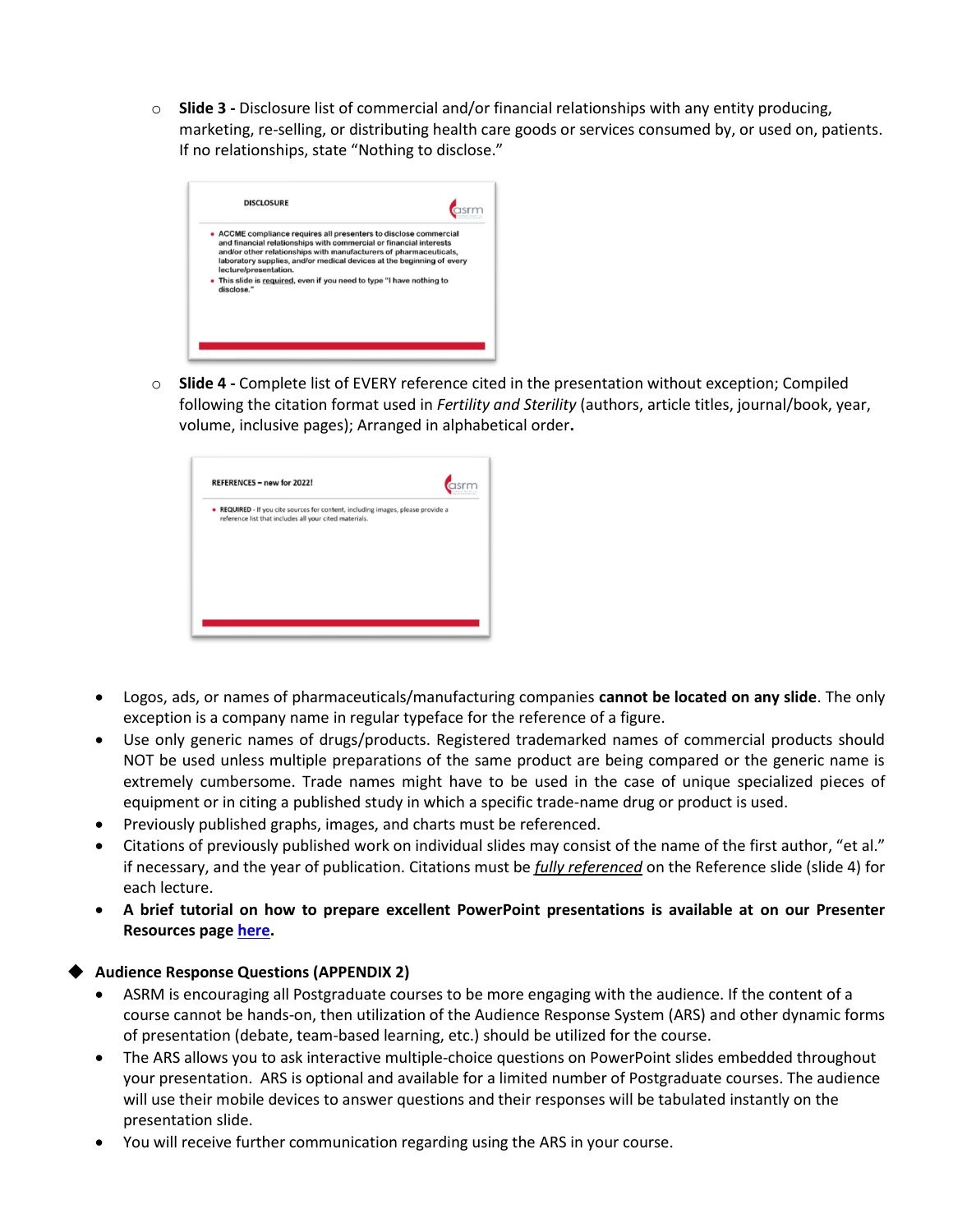- **Slide 3 -** Disclosure list of commercial and/or financial relationships with any entity producing, marketing, re-selling, or distributing health care goods or services consumed by, or used on, patients. If no relationships, state "Nothing to disclose."

  DISCLOSURE

  - ACCME compliance requires all presenters to disclose commercial and financial relationships with commercial or financial interests and/or other relationships with manufacturers of pharmaceuticals, laboratory supplies, and/or medical devices at the beginning of every lecture/presentation.
  - This slide is required, even if you need to type "I have nothing to disclose."

- **Slide 4 -** Complete list of EVERY reference cited in the presentation without exception; Compiled following the citation format used in *Fertility and Sterility* (authors, article titles, journal/book, year, volume, inclusive pages); Arranged in alphabetical order**.**

  REFERENCES – new for 2022!

  - REQUIRED - If you cite sources for content, including images, please provide a reference list that includes all your cited materials.

- Logos, ads, or names of pharmaceuticals/manufacturing companies **cannot be located on any slide**. The only exception is a company name in regular typeface for the reference of a figure.
- Use only generic names of drugs/products. Registered trademarked names of commercial products should NOT be used unless multiple preparations of the same product are being compared or the generic name is extremely cumbersome. Trade names might have to be used in the case of unique specialized pieces of equipment or in citing a published study in which a specific trade-name drug or product is used.
- Previously published graphs, images, and charts must be referenced.
- Citations of previously published work on individual slides may consist of the name of the first author, "et al." if necessary, and the year of publication. Citations must be ***fully referenced*** on the Reference slide (slide 4) for each lecture.
- **A brief tutorial on how to prepare excellent PowerPoint presentations is available at on our Presenter Resources page here.**

### Audience Response Questions (APPENDIX 2)

- ASRM is encouraging all Postgraduate courses to be more engaging with the audience. If the content of a course cannot be hands-on, then utilization of the Audience Response System (ARS) and other dynamic forms of presentation (debate, team-based learning, etc.) should be utilized for the course.
- The ARS allows you to ask interactive multiple-choice questions on PowerPoint slides embedded throughout your presentation. ARS is optional and available for a limited number of Postgraduate courses. The audience will use their mobile devices to answer questions and their responses will be tabulated instantly on the presentation slide.
- You will receive further communication regarding using the ARS in your course.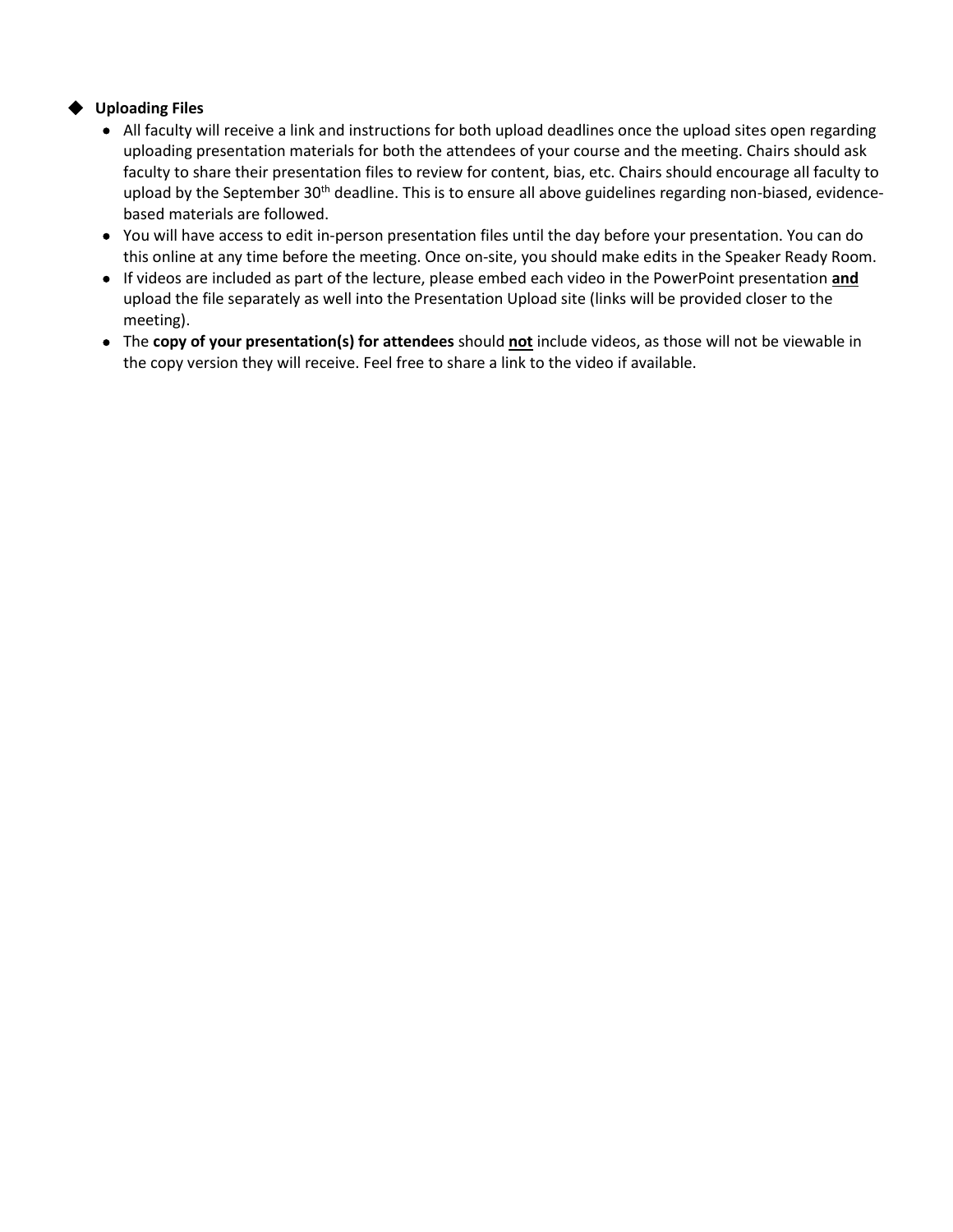### ◆ Uploading Files

- All faculty will receive a link and instructions for both upload deadlines once the upload sites open regarding uploading presentation materials for both the attendees of your course and the meeting. Chairs should ask faculty to share their presentation files to review for content, bias, etc. Chairs should encourage all faculty to upload by the September 30th deadline. This is to ensure all above guidelines regarding non-biased, evidence-based materials are followed.
- You will have access to edit in-person presentation files until the day before your presentation. You can do this online at any time before the meeting. Once on-site, you should make edits in the Speaker Ready Room.
- If videos are included as part of the lecture, please embed each video in the PowerPoint presentation **<u>and</u>** upload the file separately as well into the Presentation Upload site (links will be provided closer to the meeting).
- The **copy of your presentation(s) for attendees** should **<u>not</u>** include videos, as those will not be viewable in the copy version they will receive. Feel free to share a link to the video if available.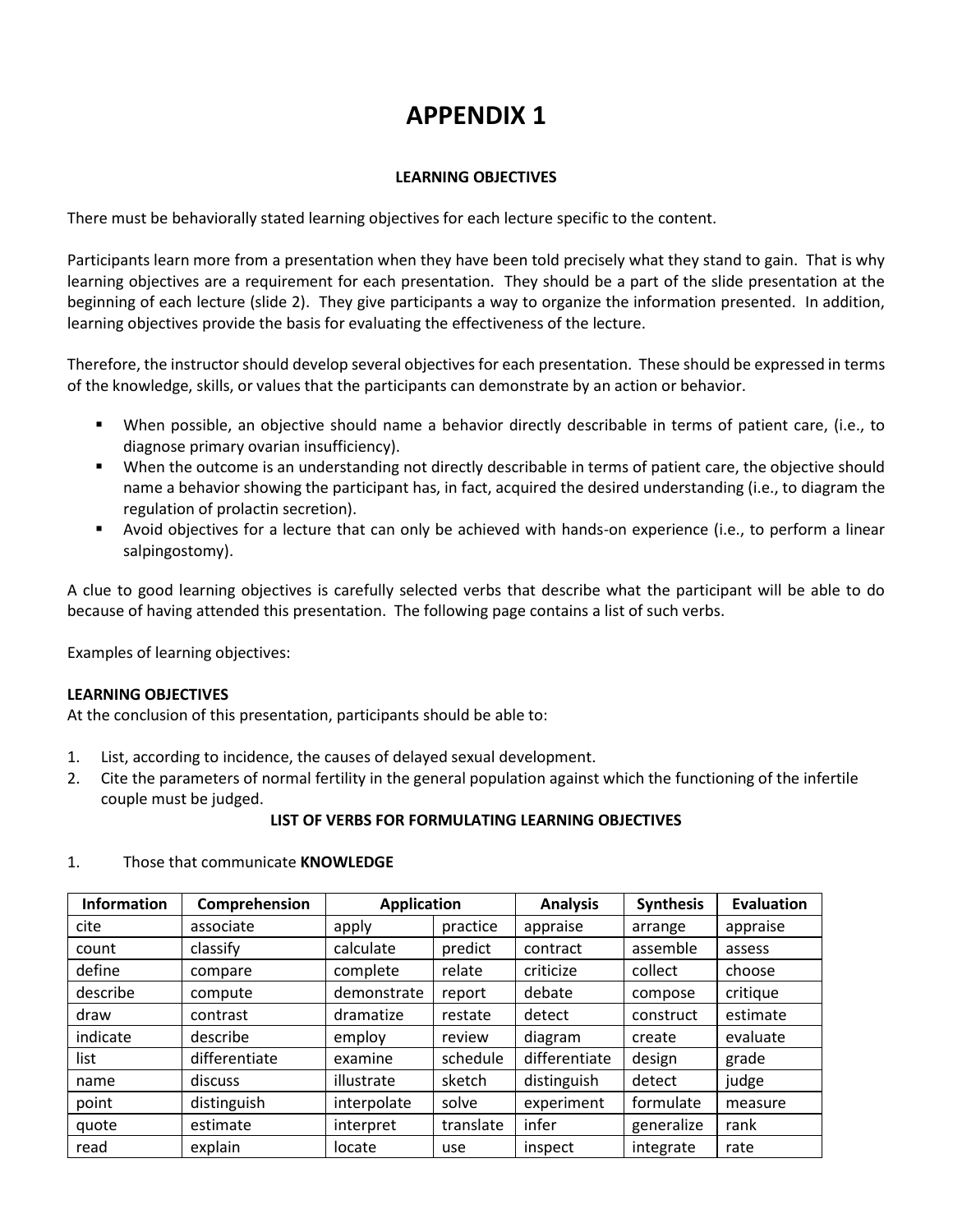# APPENDIX 1

**LEARNING OBJECTIVES**

There must be behaviorally stated learning objectives for each lecture specific to the content.

Participants learn more from a presentation when they have been told precisely what they stand to gain. That is why learning objectives are a requirement for each presentation. They should be a part of the slide presentation at the beginning of each lecture (slide 2). They give participants a way to organize the information presented. In addition, learning objectives provide the basis for evaluating the effectiveness of the lecture.

Therefore, the instructor should develop several objectives for each presentation. These should be expressed in terms of the knowledge, skills, or values that the participants can demonstrate by an action or behavior.

- When possible, an objective should name a behavior directly describable in terms of patient care, (i.e., to diagnose primary ovarian insufficiency).
- When the outcome is an understanding not directly describable in terms of patient care, the objective should name a behavior showing the participant has, in fact, acquired the desired understanding (i.e., to diagram the regulation of prolactin secretion).
- Avoid objectives for a lecture that can only be achieved with hands-on experience (i.e., to perform a linear salpingostomy).

A clue to good learning objectives is carefully selected verbs that describe what the participant will be able to do because of having attended this presentation. The following page contains a list of such verbs.

Examples of learning objectives:

**LEARNING OBJECTIVES**
At the conclusion of this presentation, participants should be able to:

1. List, according to incidence, the causes of delayed sexual development.
2. Cite the parameters of normal fertility in the general population against which the functioning of the infertile couple must be judged.

**LIST OF VERBS FOR FORMULATING LEARNING OBJECTIVES**

1. Those that communicate **KNOWLEDGE**

| Information | Comprehension | Application | | Analysis | Synthesis | Evaluation |
|---|---|---|---|---|---|---|
| cite | associate | apply | practice | appraise | arrange | appraise |
| count | classify | calculate | predict | contract | assemble | assess |
| define | compare | complete | relate | criticize | collect | choose |
| describe | compute | demonstrate | report | debate | compose | critique |
| draw | contrast | dramatize | restate | detect | construct | estimate |
| indicate | describe | employ | review | diagram | create | evaluate |
| list | differentiate | examine | schedule | differentiate | design | grade |
| name | discuss | illustrate | sketch | distinguish | detect | judge |
| point | distinguish | interpolate | solve | experiment | formulate | measure |
| quote | estimate | interpret | translate | infer | generalize | rank |
| read | explain | locate | use | inspect | integrate | rate |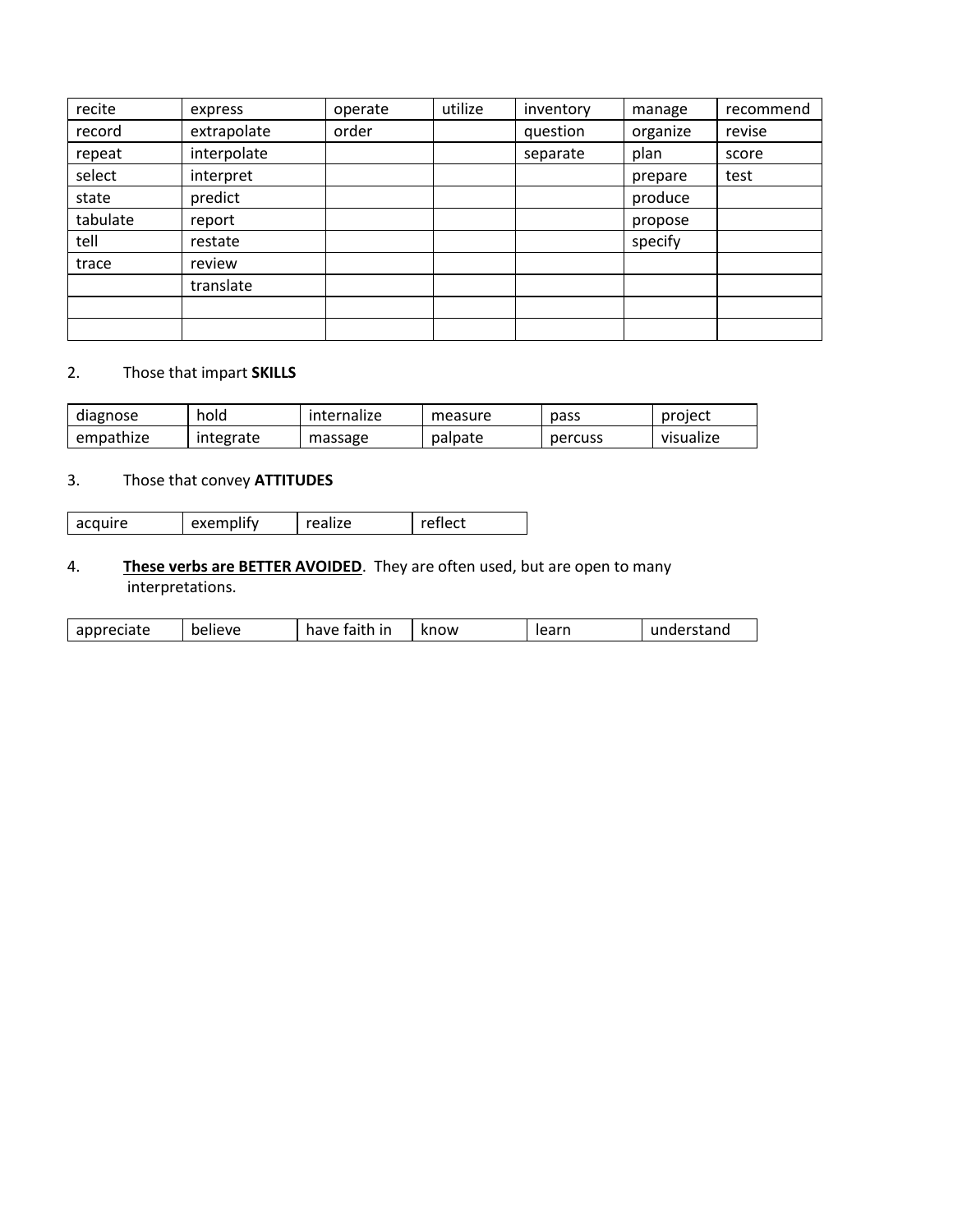| recite | express | operate | utilize | inventory | manage | recommend |
|---|---|---|---|---|---|---|
| record | extrapolate | order | | question | organize | revise |
| repeat | interpolate | | | separate | plan | score |
| select | interpret | | | | prepare | test |
| state | predict | | | | produce | |
| tabulate | report | | | | propose | |
| tell | restate | | | | specify | |
| trace | review | | | | | |
| | translate | | | | | |
| | | | | | | |
| | | | | | | |

2. Those that impart **SKILLS**

| diagnose | hold | internalize | measure | pass | project |
|---|---|---|---|---|---|
| empathize | integrate | massage | palpate | percuss | visualize |

3. Those that convey **ATTITUDES**

| acquire | exemplify | realize | reflect |
|---|---|---|---|

4. **<u>These verbs are BETTER AVOIDED</u>**. They are often used, but are open to many interpretations.

| appreciate | believe | have faith in | know | learn | understand |
|---|---|---|---|---|---|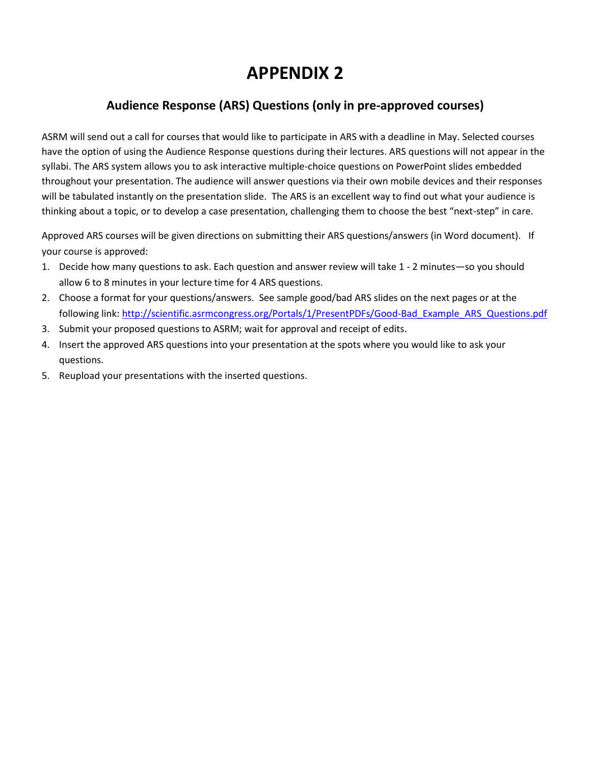# APPENDIX 2

## Audience Response (ARS) Questions (only in pre-approved courses)

ASRM will send out a call for courses that would like to participate in ARS with a deadline in May. Selected courses have the option of using the Audience Response questions during their lectures. ARS questions will not appear in the syllabi. The ARS system allows you to ask interactive multiple-choice questions on PowerPoint slides embedded throughout your presentation. The audience will answer questions via their own mobile devices and their responses will be tabulated instantly on the presentation slide. The ARS is an excellent way to find out what your audience is thinking about a topic, or to develop a case presentation, challenging them to choose the best "next-step" in care.

Approved ARS courses will be given directions on submitting their ARS questions/answers (in Word document). If your course is approved:

1. Decide how many questions to ask. Each question and answer review will take 1 - 2 minutes—so you should allow 6 to 8 minutes in your lecture time for 4 ARS questions.
2. Choose a format for your questions/answers. See sample good/bad ARS slides on the next pages or at the following link: [http://scientific.asrmcongress.org/Portals/1/PresentPDFs/Good-Bad_Example_ARS_Questions.pdf](http://scientific.asrmcongress.org/Portals/1/PresentPDFs/Good-Bad_Example_ARS_Questions.pdf)
3. Submit your proposed questions to ASRM; wait for approval and receipt of edits.
4. Insert the approved ARS questions into your presentation at the spots where you would like to ask your questions.
5. Reupload your presentations with the inserted questions.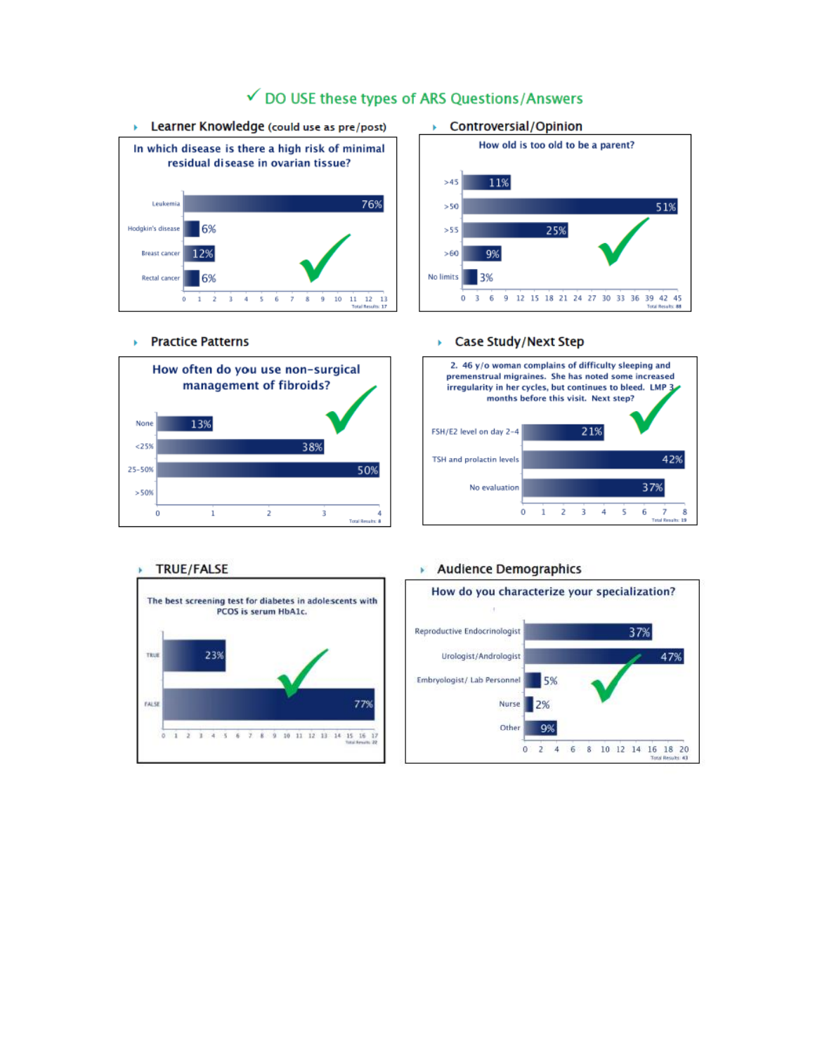## ✓ DO USE these types of ARS Questions/Answers

### Learner Knowledge (could use as pre/post)

**In which disease is there a high risk of minimal residual disease in ovarian tissue?**

| Answer | Result |
|---|---|
| Leukemia | 76% |
| Hodgkin's disease | 6% |
| Breast cancer | 12% |
| Rectal cancer | 6% |

Total Results: 17

### Controversial/Opinion

**How old is too old to be a parent?**

| Answer | Result |
|---|---|
| >45 | 11% |
| >50 | 51% |
| >55 | 25% |
| >60 | 9% |
| No limits | 3% |

Total Results: 88

### Practice Patterns

**How often do you use non-surgical management of fibroids?**

| Answer | Result |
|---|---|
| None | 13% |
| <25% | 38% |
| 25-50% | 50% |
| >50% | |

Total Results: 8

### Case Study/Next Step

**2. 46 y/o woman complains of difficulty sleeping and premenstrual migraines. She has noted some increased irregularity in her cycles, but continues to bleed. LMP 3 months before this visit. Next step?**

| Answer | Result |
|---|---|
| FSH/E2 level on day 2-4 | 21% |
| TSH and prolactin levels | 42% |
| No evaluation | 37% |

Total Results: 19

### TRUE/FALSE

**The best screening test for diabetes in adolescents with PCOS is serum HbA1c.**

| Answer | Result |
|---|---|
| TRUE | 23% |
| FALSE | 77% |

Total Results: 22

### Audience Demographics

**How do you characterize your specialization?**

| Answer | Result |
|---|---|
| Reproductive Endocrinologist | 37% |
| Urologist/Andrologist | 47% |
| Embryologist/ Lab Personnel | 5% |
| Nurse | 2% |
| Other | 9% |

Total Results: 43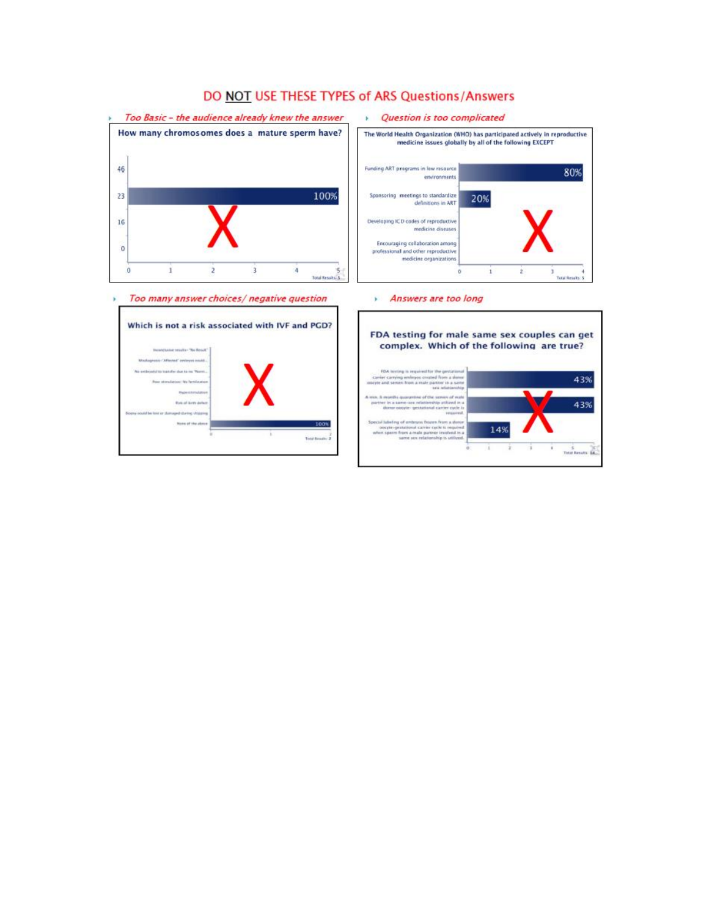# DO NOT USE THESE TYPES of ARS Questions/Answers

- *Too Basic – the audience already knew the answer*

How many chromosomes does a mature sperm have?

46

23

16

0

100%

0 1 2 3 4 5

Total Results: 5

X

- *Question is too complicated*

The World Health Organization (WHO) has participated actively in reproductive medicine issues globally by all of the following EXCEPT

Funding ART programs in low resource environments

Sponsoring meetings to standardize definitions in ART

Developing IC D codes of reproductive medicine diseases

Encouraging collaboration among professional and other reproductive medicine organizations

80%

20%

0 1 2 3 4

Total Results: 5

X

- *Too many answer choices/ negative question*

Which is not a risk associated with IVF and PGD?

Inconclusive results- "No Result"

Misdiagnosis- "Affected" embryos could...

No embryo(s) to transfer due to no "Norm...

Poor stimulation/ No fertilization

Hyperstimulation

Risk of birth defect

Biopsy could be lost or damaged during shipping

None of the above

100%

0 1 2

Total Results: 2

X

- *Answers are too long*

FDA testing for male same sex couples can get complex. Which of the following are true?

FDA testing is required for the gestational carrier carrying embryos created from a donor oocyte and semen from a male partner in a same sex relationship

A min. 6 months quarantine of the semen of male partner in a same-sex relationship utilized in a donor oocyte- gestational carrier cycle is required.

Special labeling of embryos frozen from a donor oocyte-gestational carrier cycle is required when sperm from a male partner involved in a same sex relationship is utilized.

43%

43%

14%

0 1 2 3 4 5

Total Results: 14

X